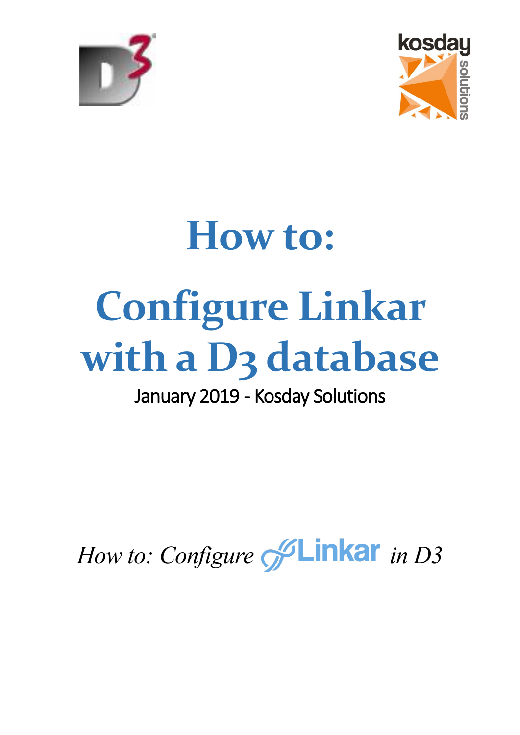# How to:

# Configure Linkar with a D3 database

January 2019 - Kosday Solutions

*How to: Configure* Linkar *in D3*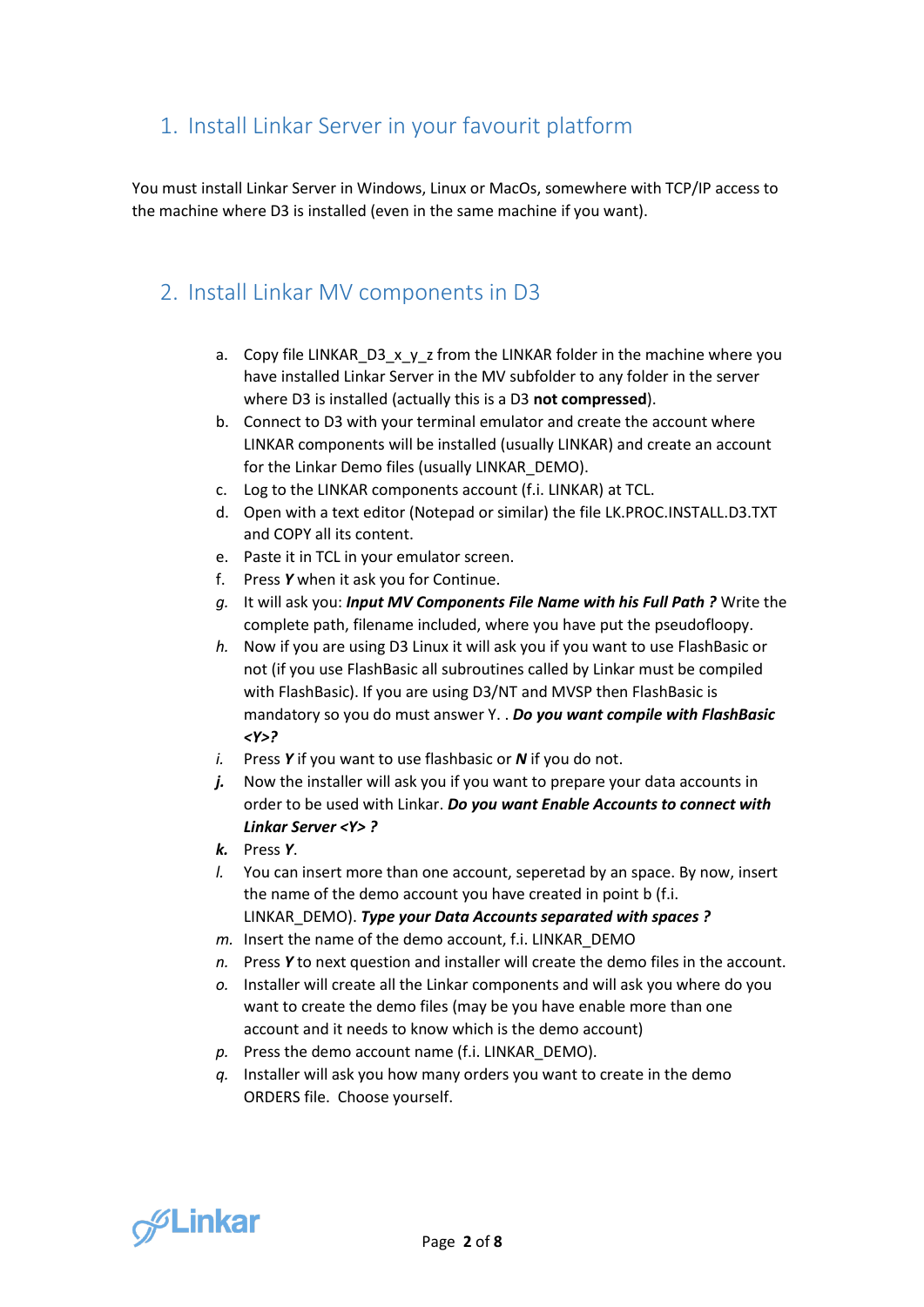## 1. Install Linkar Server in your favourit platform

You must install Linkar Server in Windows, Linux or MacOs, somewhere with TCP/IP access to the machine where D3 is installed (even in the same machine if you want).

## 2. Install Linkar MV components in D3

a. Copy file LINKAR_D3_x_y_z from the LINKAR folder in the machine where you have installed Linkar Server in the MV subfolder to any folder in the server where D3 is installed (actually this is a D3 **not compressed**).
b. Connect to D3 with your terminal emulator and create the account where LINKAR components will be installed (usually LINKAR) and create an account for the Linkar Demo files (usually LINKAR_DEMO).
c. Log to the LINKAR components account (f.i. LINKAR) at TCL.
d. Open with a text editor (Notepad or similar) the file LK.PROC.INSTALL.D3.TXT and COPY all its content.
e. Paste it in TCL in your emulator screen.
f. Press ***Y*** when it ask you for Continue.
g. It will ask you: ***Input MV Components File Name with his Full Path ?*** Write the complete path, filename included, where you have put the pseudofloopy.
h. Now if you are using D3 Linux it will ask you if you want to use FlashBasic or not (if you use FlashBasic all subroutines called by Linkar must be compiled with FlashBasic). If you are using D3/NT and MVSP then FlashBasic is mandatory so you do must answer Y. . ***Do you want compile with FlashBasic <Y>?***
i. Press ***Y*** if you want to use flashbasic or ***N*** if you do not.
j. Now the installer will ask you if you want to prepare your data accounts in order to be used with Linkar. ***Do you want Enable Accounts to connect with Linkar Server <Y> ?***
k. Press ***Y***.
l. You can insert more than one account, seperetad by an space. By now, insert the name of the demo account you have created in point b (f.i. LINKAR_DEMO). ***Type your Data Accounts separated with spaces ?***
m. Insert the name of the demo account, f.i. LINKAR_DEMO
n. Press ***Y*** to next question and installer will create the demo files in the account.
o. Installer will create all the Linkar components and will ask you where do you want to create the demo files (may be you have enable more than one account and it needs to know which is the demo account)
p. Press the demo account name (f.i. LINKAR_DEMO).
q. Installer will ask you how many orders you want to create in the demo ORDERS file. Choose yourself.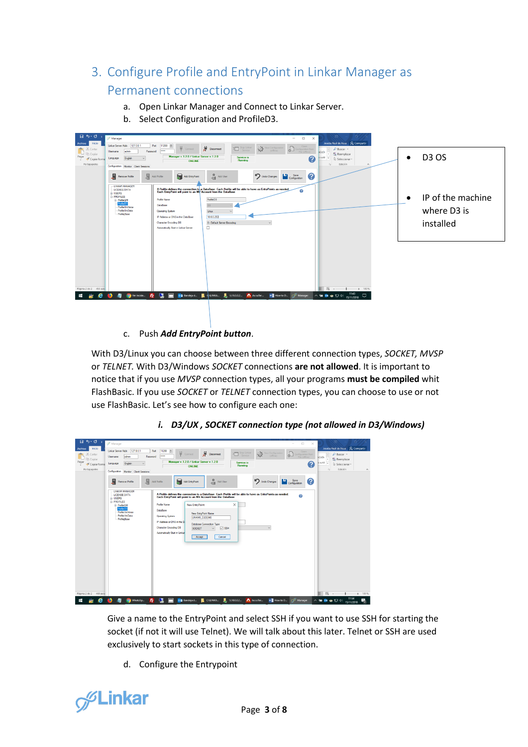## 3. Configure Profile and EntryPoint in Linkar Manager as Permanent connections

a. Open Linkar Manager and Connect to Linkar Server.

b. Select Configuration and ProfileD3.

- D3 OS
- IP of the machine where D3 is installed

c. Push ***Add EntryPoint button***.

With D3/Linux you can choose between three different connection types, *SOCKET, MVSP* or *TELNET.* With D3/Windows *SOCKET* connections **are not allowed**. It is important to notice that if you use *MVSP* connection types, all your programs **must be compiled** whit FlashBasic. If you use *SOCKET* or *TELNET* connection types, you can choose to use or not use FlashBasic. Let's see how to configure each one:

***i. D3/UX , SOCKET connection type (not allowed in D3/Windows)***

Give a name to the EntryPoint and select SSH if you want to use SSH for starting the socket (if not it will use Telnet). We will talk about this later. Telnet or SSH are used exclusively to start sockets in this type of connection.

d. Configure the Entrypoint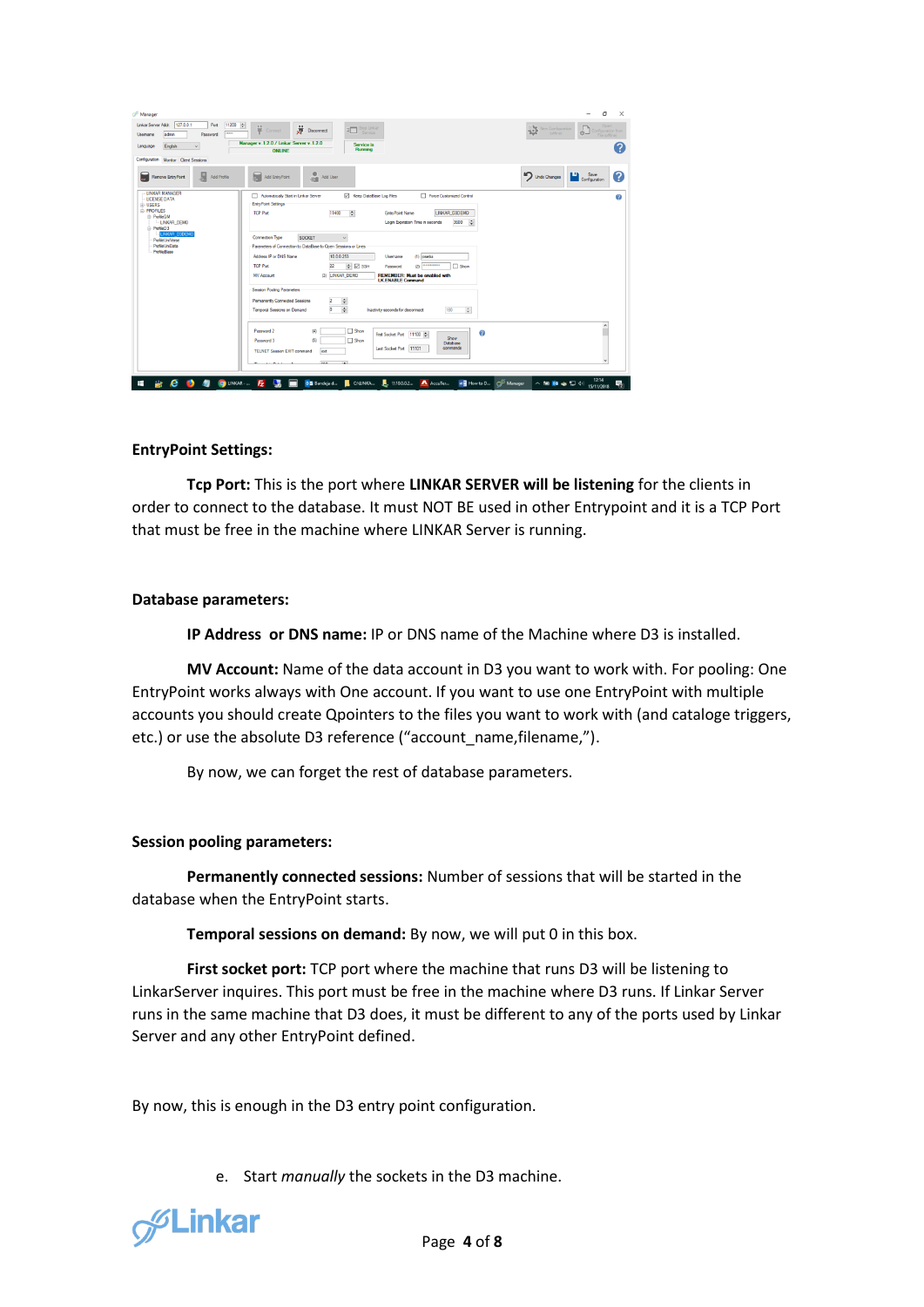**EntryPoint Settings:**

**Tcp Port:** This is the port where **LINKAR SERVER will be listening** for the clients in order to connect to the database. It must NOT BE used in other Entrypoint and it is a TCP Port that must be free in the machine where LINKAR Server is running.

**Database parameters:**

**IP Address or DNS name:** IP or DNS name of the Machine where D3 is installed.

**MV Account:** Name of the data account in D3 you want to work with. For pooling: One EntryPoint works always with One account. If you want to use one EntryPoint with multiple accounts you should create Qpointers to the files you want to work with (and catalog triggers, etc.) or use the absolute D3 reference ("account_name,filename,").

By now, we can forget the rest of database parameters.

**Session pooling parameters:**

**Permanently connected sessions:** Number of sessions that will be started in the database when the EntryPoint starts.

**Temporal sessions on demand:** By now, we will put 0 in this box.

**First socket port:** TCP port where the machine that runs D3 will be listening to LinkarServer inquires. This port must be free in the machine where D3 runs. If Linkar Server runs in the same machine that D3 does, it must be different to any of the ports used by Linkar Server and any other EntryPoint defined.

By now, this is enough in the D3 entry point configuration.

e. Start *manually* the sockets in the D3 machine.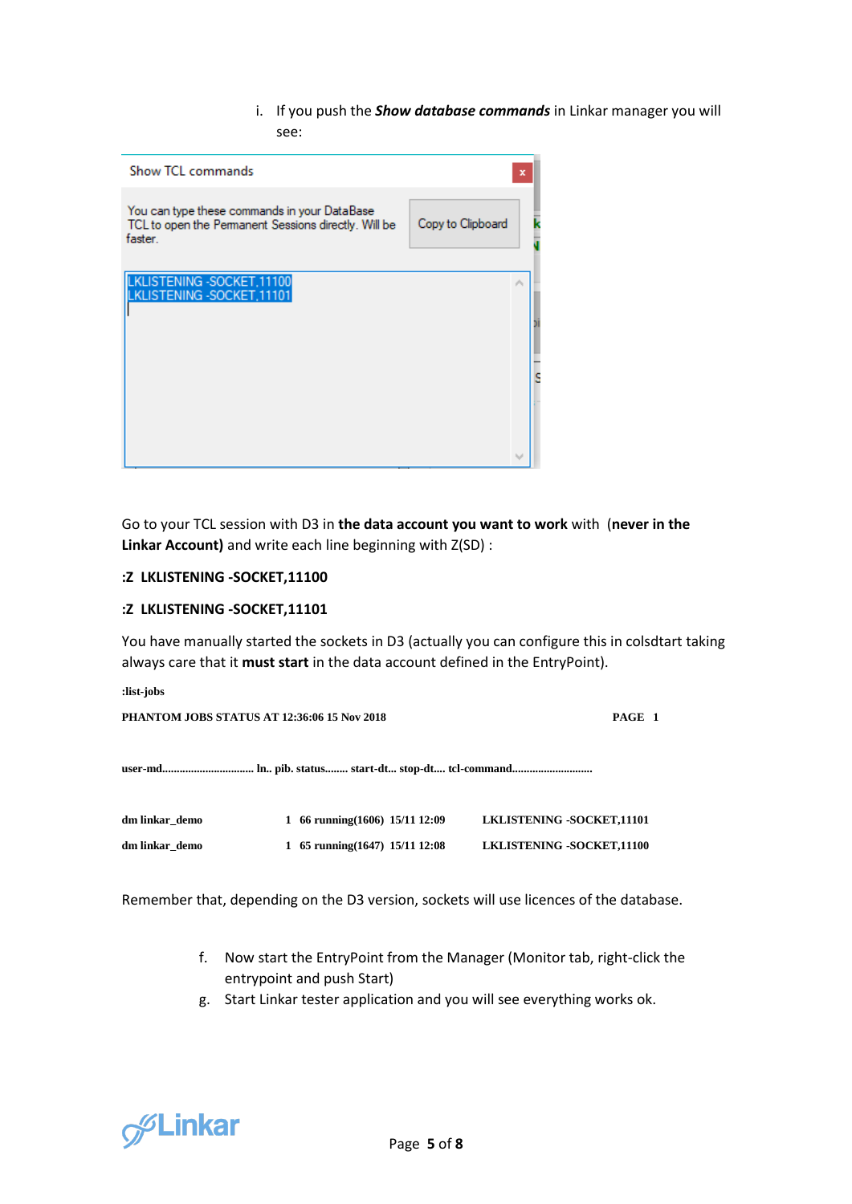i. If you push the ***Show database commands*** in Linkar manager you will see:

Show TCL commands

You can type these commands in your DataBase TCL to open the Permanent Sessions directly. Will be faster.

Copy to Clipboard

```
LKLISTENING -SOCKET,11100
LKLISTENING -SOCKET,11101
```

Go to your TCL session with D3 in **the data account you want to work** with (**never in the Linkar Account)** and write each line beginning with Z(SD) :

**:Z LKLISTENING -SOCKET,11100**

**:Z LKLISTENING -SOCKET,11101**

You have manually started the sockets in D3 (actually you can configure this in colsdtart taking always care that it **must start** in the data account defined in the EntryPoint).

```
:list-jobs
PHANTOM JOBS STATUS AT 12:36:06 15 Nov 2018                              PAGE  1

user-md............................... ln.. pib. status........ start-dt... stop-dt.... tcl-command...........................

dm linkar_demo          1  66 running(1606)  15/11 12:09      LKLISTENING -SOCKET,11101
dm linkar_demo          1  65 running(1647)  15/11 12:08      LKLISTENING -SOCKET,11100
```

Remember that, depending on the D3 version, sockets will use licences of the database.

f. Now start the EntryPoint from the Manager (Monitor tab, right-click the entrypoint and push Start)
g. Start Linkar tester application and you will see everything works ok.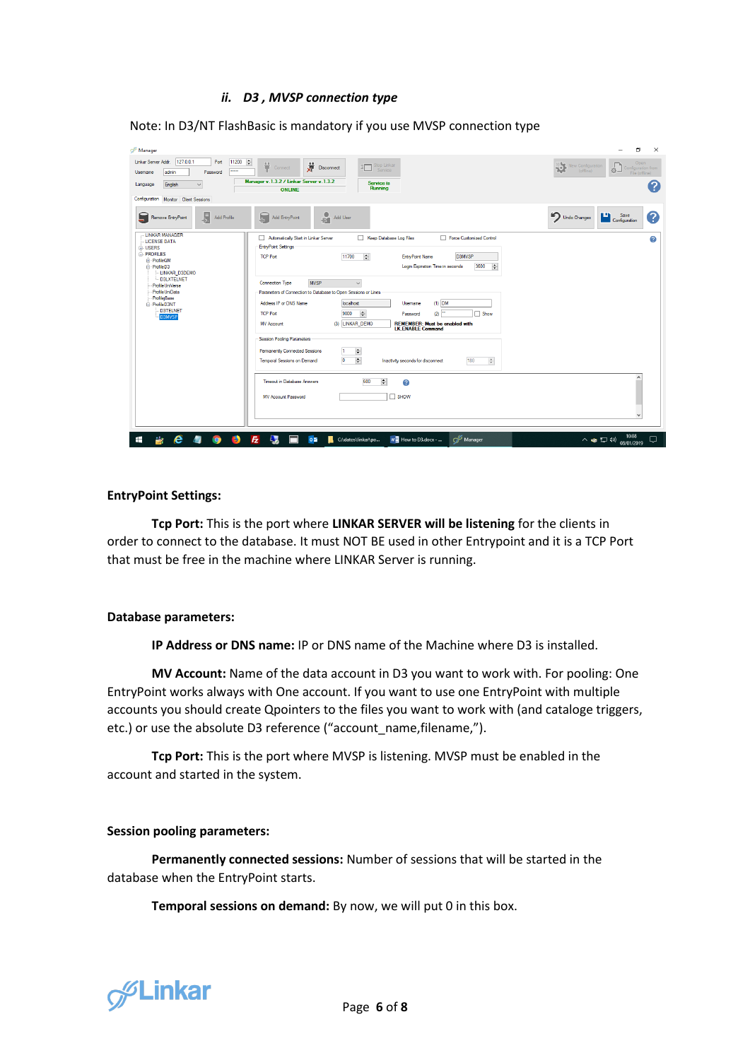### *ii. D3 , MVSP connection type*

Note: In D3/NT FlashBasic is mandatory if you use MVSP connection type

**EntryPoint Settings:**

**Tcp Port:** This is the port where **LINKAR SERVER will be listening** for the clients in order to connect to the database. It must NOT BE used in other Entrypoint and it is a TCP Port that must be free in the machine where LINKAR Server is running.

**Database parameters:**

**IP Address or DNS name:** IP or DNS name of the Machine where D3 is installed.

**MV Account:** Name of the data account in D3 you want to work with. For pooling: One EntryPoint works always with One account. If you want to use one EntryPoint with multiple accounts you should create Qpointers to the files you want to work with (and cataloge triggers, etc.) or use the absolute D3 reference (“account_name,filename,”).

**Tcp Port:** This is the port where MVSP is listening. MVSP must be enabled in the account and started in the system.

**Session pooling parameters:**

**Permanently connected sessions:** Number of sessions that will be started in the database when the EntryPoint starts.

**Temporal sessions on demand:** By now, we will put 0 in this box.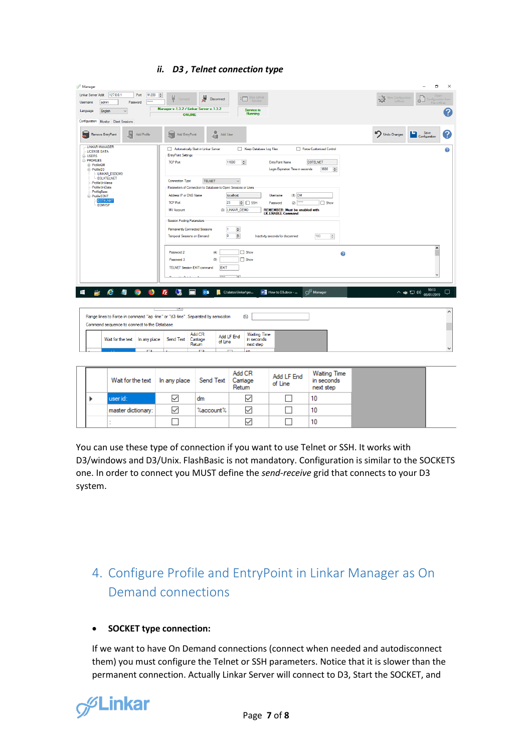### ii. D3 , Telnet connection type

| | Wait for the text | In any place | Send Text | Add CR Carriage Return | Add LF End of Line | Waiting Time in seconds next step |
|---|---|---|---|---|---|---|
| ▶ | user id: | ☑ | dm | ☑ | ☐ | 10 |
| | master dictionary: | ☑ | %account% | ☑ | ☐ | 10 |
| | : | ☐ | | ☑ | ☐ | 10 |

You can use these type of connection if you want to use Telnet or SSH. It works with D3/windows and D3/Unix. FlashBasic is not mandatory. Configuration is similar to the SOCKETS one. In order to connect you MUST define the *send-receive* grid that connects to your D3 system.

## 4. Configure Profile and EntryPoint in Linkar Manager as On Demand connections

- **SOCKET type connection:**

If we want to have On Demand connections (connect when needed and autodisconnect them) you must configure the Telnet or SSH parameters. Notice that it is slower than the permanent connection. Actually Linkar Server will connect to D3, Start the SOCKET, and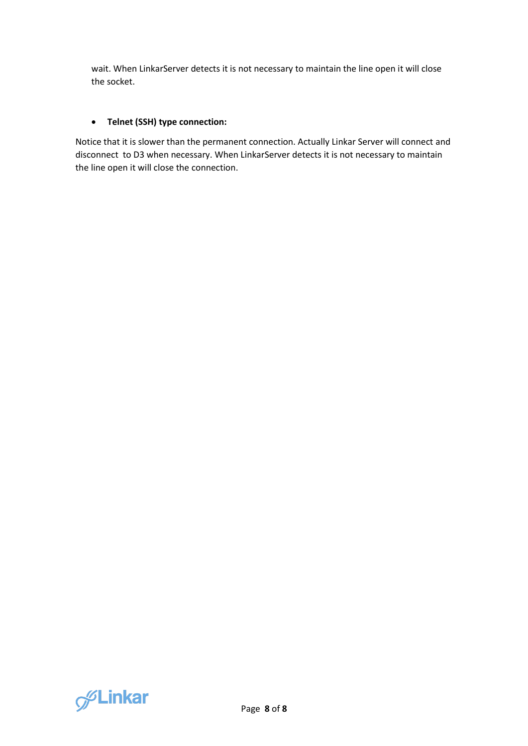wait. When LinkarServer detects it is not necessary to maintain the line open it will close the socket.

- **Telnet (SSH) type connection:**

Notice that it is slower than the permanent connection. Actually Linkar Server will connect and disconnect  to D3 when necessary. When LinkarServer detects it is not necessary to maintain the line open it will close the connection.